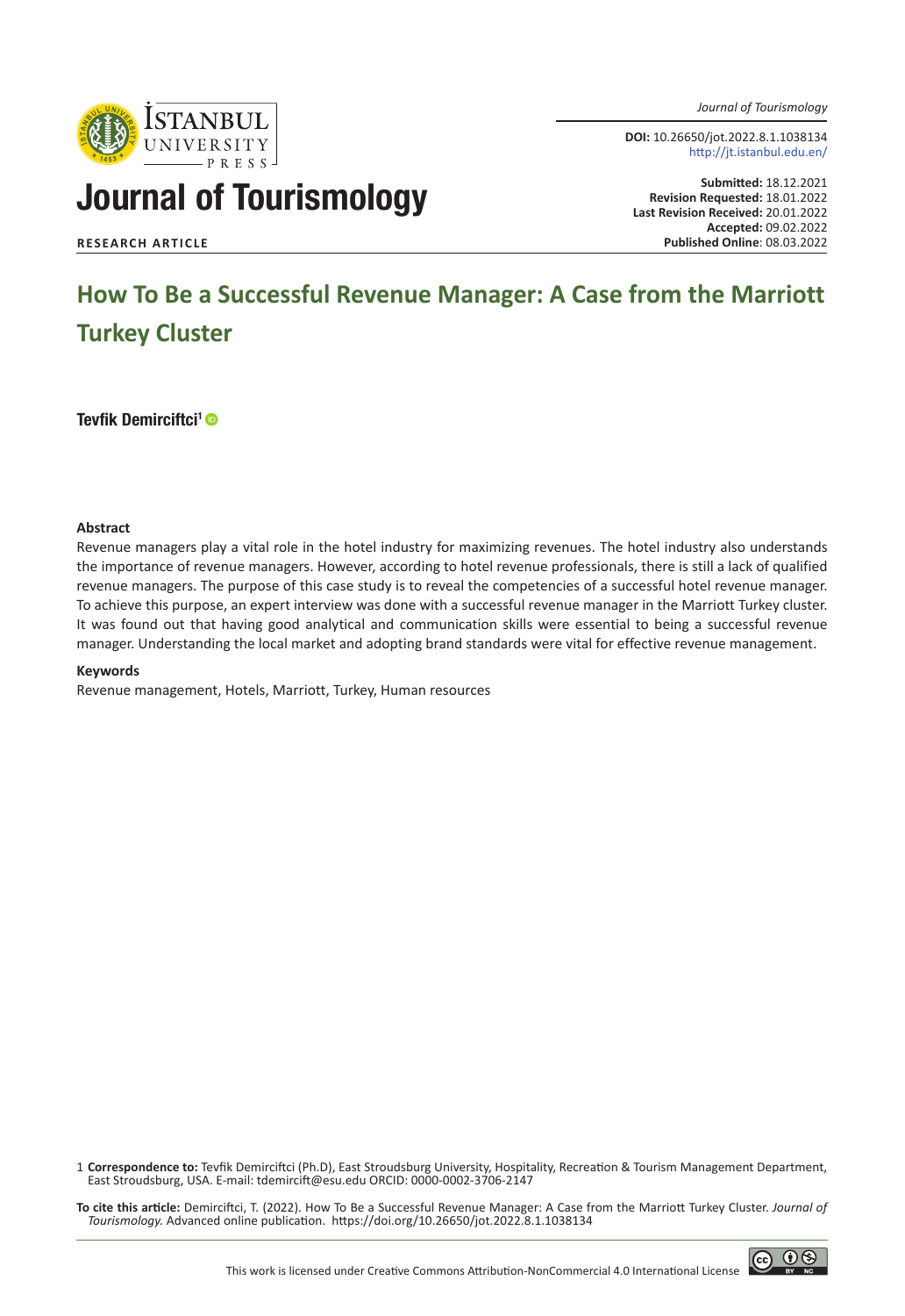Journal of Tourismology

**DOI:** 10.26650/jot.2022.8.1.1038134
http://jt.istanbul.edu.en/

**Submitted:** 18.12.2021
**Revision Requested:** 18.01.2022
**Last Revision Received:** 20.01.2022
**Accepted:** 09.02.2022
**Published Online**: 08.03.2022

**RESEARCH ARTICLE**

# How To Be a Successful Revenue Manager: A Case from the Marriott Turkey Cluster

**Tevfik Demirciftci[1]**

### Abstract

Revenue managers play a vital role in the hotel industry for maximizing revenues. The hotel industry also understands the importance of revenue managers. However, according to hotel revenue professionals, there is still a lack of qualified revenue managers. The purpose of this case study is to reveal the competencies of a successful hotel revenue manager. To achieve this purpose, an expert interview was done with a successful revenue manager in the Marriott Turkey cluster. It was found out that having good analytical and communication skills were essential to being a successful revenue manager. Understanding the local market and adopting brand standards were vital for effective revenue management.

### Keywords

Revenue management, Hotels, Marriott, Turkey, Human resources

1 **Correspondence to:** Tevfik Demirciftci (Ph.D), East Stroudsburg University, Hospitality, Recreation & Tourism Management Department, East Stroudsburg, USA. E-mail: tdemircift@esu.edu ORCID: 0000-0002-3706-2147

**To cite this article:** Demirciftci, T. (2022). How To Be a Successful Revenue Manager: A Case from the Marriott Turkey Cluster. *Journal of Tourismology.* Advanced online publication. https://doi.org/10.26650/jot.2022.8.1.1038134

This work is licensed under Creative Commons Attribution-NonCommercial 4.0 International License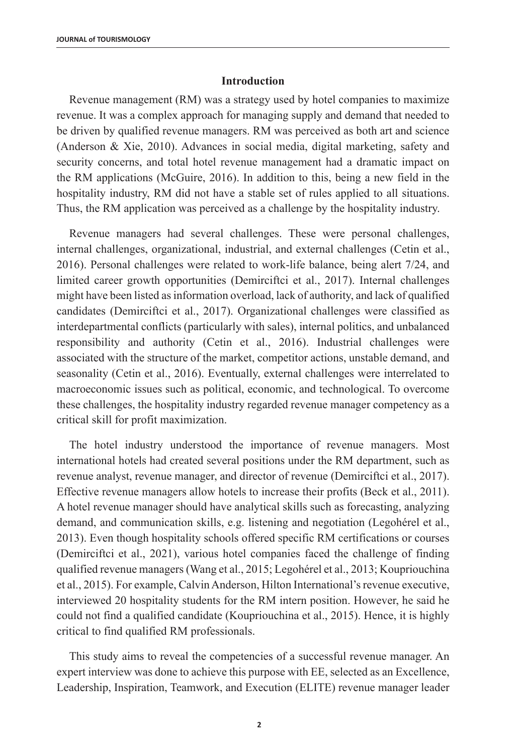## Introduction

Revenue management (RM) was a strategy used by hotel companies to maximize revenue. It was a complex approach for managing supply and demand that needed to be driven by qualified revenue managers. RM was perceived as both art and science (Anderson & Xie, 2010). Advances in social media, digital marketing, safety and security concerns, and total hotel revenue management had a dramatic impact on the RM applications (McGuire, 2016). In addition to this, being a new field in the hospitality industry, RM did not have a stable set of rules applied to all situations. Thus, the RM application was perceived as a challenge by the hospitality industry.

Revenue managers had several challenges. These were personal challenges, internal challenges, organizational, industrial, and external challenges (Cetin et al., 2016). Personal challenges were related to work-life balance, being alert 7/24, and limited career growth opportunities (Demirciftci et al., 2017). Internal challenges might have been listed as information overload, lack of authority, and lack of qualified candidates (Demirciftci et al., 2017). Organizational challenges were classified as interdepartmental conflicts (particularly with sales), internal politics, and unbalanced responsibility and authority (Cetin et al., 2016). Industrial challenges were associated with the structure of the market, competitor actions, unstable demand, and seasonality (Cetin et al., 2016). Eventually, external challenges were interrelated to macroeconomic issues such as political, economic, and technological. To overcome these challenges, the hospitality industry regarded revenue manager competency as a critical skill for profit maximization.

The hotel industry understood the importance of revenue managers. Most international hotels had created several positions under the RM department, such as revenue analyst, revenue manager, and director of revenue (Demirciftci et al., 2017). Effective revenue managers allow hotels to increase their profits (Beck et al., 2011). A hotel revenue manager should have analytical skills such as forecasting, analyzing demand, and communication skills, e.g. listening and negotiation (Legohérel et al., 2013). Even though hospitality schools offered specific RM certifications or courses (Demirciftci et al., 2021), various hotel companies faced the challenge of finding qualified revenue managers (Wang et al., 2015; Legohérel et al., 2013; Koupriouchina et al., 2015). For example, Calvin Anderson, Hilton International's revenue executive, interviewed 20 hospitality students for the RM intern position. However, he said he could not find a qualified candidate (Koupriouchina et al., 2015). Hence, it is highly critical to find qualified RM professionals.

This study aims to reveal the competencies of a successful revenue manager. An expert interview was done to achieve this purpose with EE, selected as an Excellence, Leadership, Inspiration, Teamwork, and Execution (ELITE) revenue manager leader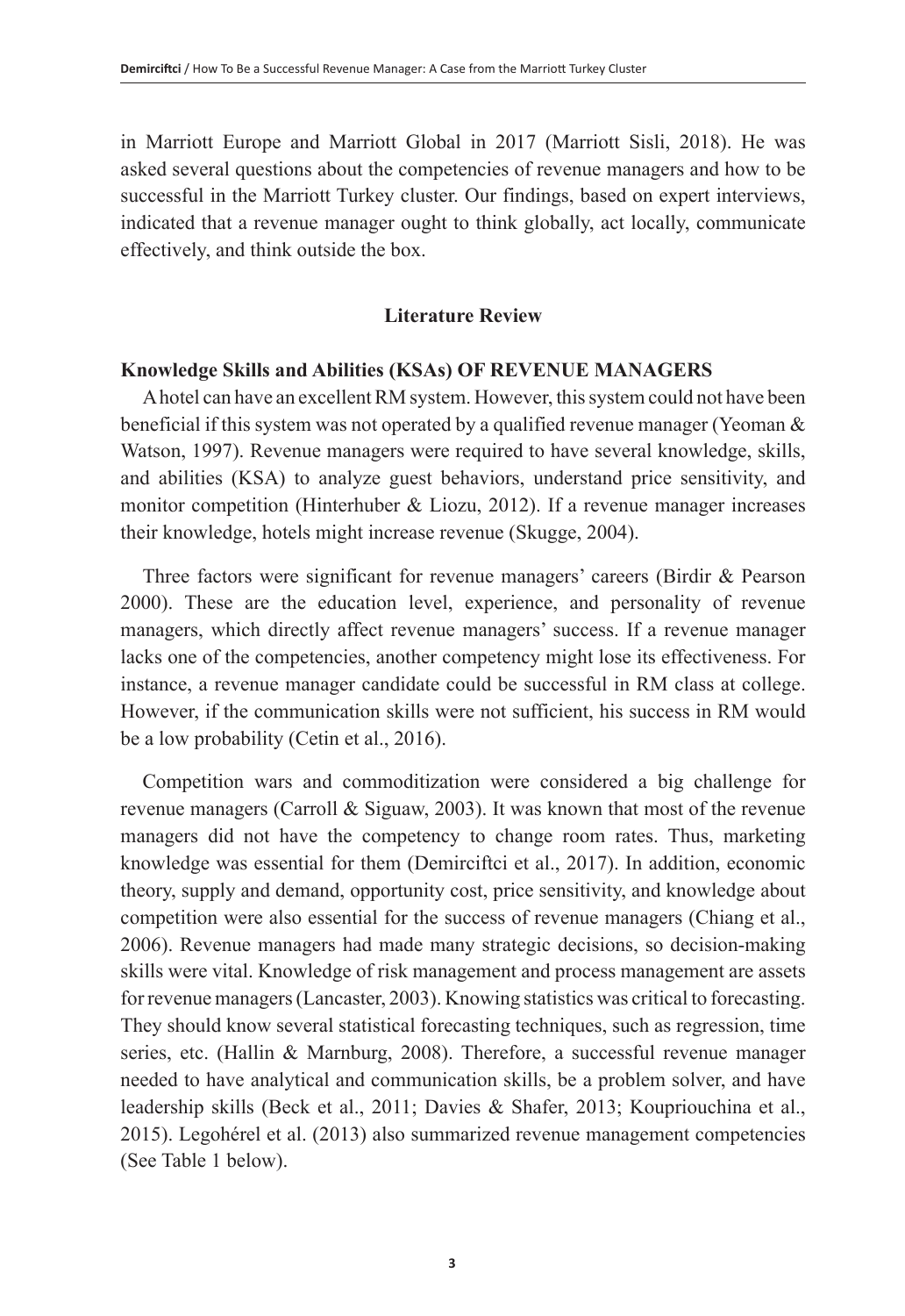in Marriott Europe and Marriott Global in 2017 (Marriott Sisli, 2018). He was asked several questions about the competencies of revenue managers and how to be successful in the Marriott Turkey cluster. Our findings, based on expert interviews, indicated that a revenue manager ought to think globally, act locally, communicate effectively, and think outside the box.

## Literature Review

### Knowledge Skills and Abilities (KSAs) OF REVENUE MANAGERS

A hotel can have an excellent RM system. However, this system could not have been beneficial if this system was not operated by a qualified revenue manager (Yeoman & Watson, 1997). Revenue managers were required to have several knowledge, skills, and abilities (KSA) to analyze guest behaviors, understand price sensitivity, and monitor competition (Hinterhuber & Liozu, 2012). If a revenue manager increases their knowledge, hotels might increase revenue (Skugge, 2004).

Three factors were significant for revenue managers' careers (Birdir & Pearson 2000). These are the education level, experience, and personality of revenue managers, which directly affect revenue managers' success. If a revenue manager lacks one of the competencies, another competency might lose its effectiveness. For instance, a revenue manager candidate could be successful in RM class at college. However, if the communication skills were not sufficient, his success in RM would be a low probability (Cetin et al., 2016).

Competition wars and commoditization were considered a big challenge for revenue managers (Carroll & Siguaw, 2003). It was known that most of the revenue managers did not have the competency to change room rates. Thus, marketing knowledge was essential for them (Demirciftci et al., 2017). In addition, economic theory, supply and demand, opportunity cost, price sensitivity, and knowledge about competition were also essential for the success of revenue managers (Chiang et al., 2006). Revenue managers had made many strategic decisions, so decision-making skills were vital. Knowledge of risk management and process management are assets for revenue managers (Lancaster, 2003). Knowing statistics was critical to forecasting. They should know several statistical forecasting techniques, such as regression, time series, etc. (Hallin & Marnburg, 2008). Therefore, a successful revenue manager needed to have analytical and communication skills, be a problem solver, and have leadership skills (Beck et al., 2011; Davies & Shafer, 2013; Koupriouchina et al., 2015). Legohérel et al. (2013) also summarized revenue management competencies (See Table 1 below).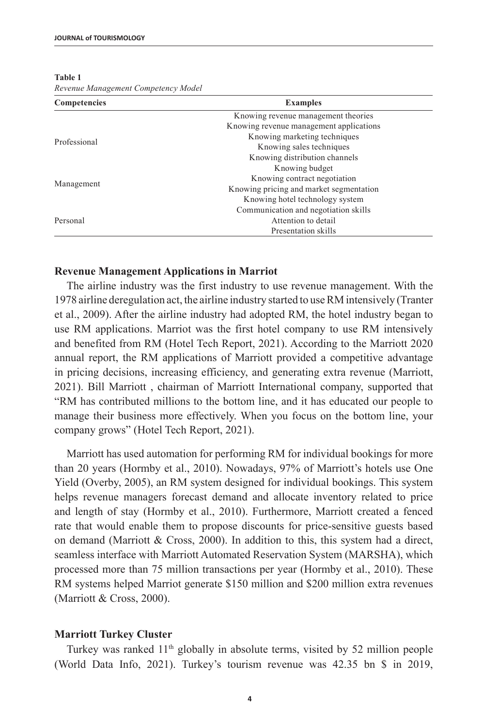**Table 1**
*Revenue Management Competency Model*

| Competencies | Examples |
|---|---|
| Professional | Knowing revenue management theories<br>Knowing revenue management applications<br>Knowing marketing techniques<br>Knowing sales techniques<br>Knowing distribution channels |
| Management | Knowing budget<br>Knowing contract negotiation<br>Knowing pricing and market segmentation<br>Knowing hotel technology system |
| Personal | Communication and negotiation skills<br>Attention to detail<br>Presentation skills |

### Revenue Management Applications in Marriot

The airline industry was the first industry to use revenue management. With the 1978 airline deregulation act, the airline industry started to use RM intensively (Tranter et al., 2009). After the airline industry had adopted RM, the hotel industry began to use RM applications. Marriot was the first hotel company to use RM intensively and benefited from RM (Hotel Tech Report, 2021). According to the Marriott 2020 annual report, the RM applications of Marriott provided a competitive advantage in pricing decisions, increasing efficiency, and generating extra revenue (Marriott, 2021). Bill Marriott , chairman of Marriott International company, supported that "RM has contributed millions to the bottom line, and it has educated our people to manage their business more effectively. When you focus on the bottom line, your company grows" (Hotel Tech Report, 2021).

Marriott has used automation for performing RM for individual bookings for more than 20 years (Hormby et al., 2010). Nowadays, 97% of Marriott's hotels use One Yield (Overby, 2005), an RM system designed for individual bookings. This system helps revenue managers forecast demand and allocate inventory related to price and length of stay (Hormby et al., 2010). Furthermore, Marriott created a fenced rate that would enable them to propose discounts for price-sensitive guests based on demand (Marriott & Cross, 2000). In addition to this, this system had a direct, seamless interface with Marriott Automated Reservation System (MARSHA), which processed more than 75 million transactions per year (Hormby et al., 2010). These RM systems helped Marriot generate $150 million and $200 million extra revenues (Marriott & Cross, 2000).

### Marriott Turkey Cluster

Turkey was ranked 11th globally in absolute terms, visited by 52 million people (World Data Info, 2021). Turkey's tourism revenue was 42.35 bn $ in 2019,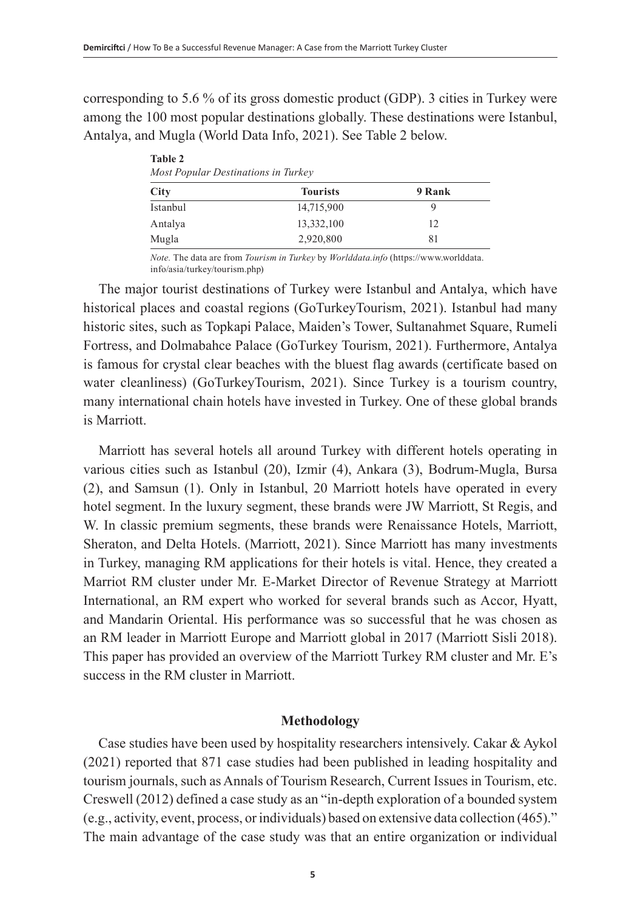corresponding to 5.6 % of its gross domestic product (GDP). 3 cities in Turkey were among the 100 most popular destinations globally. These destinations were Istanbul, Antalya, and Mugla (World Data Info, 2021). See Table 2 below.

**Table 2**
*Most Popular Destinations in Turkey*

| City | Tourists | 9 Rank |
|---|---|---|
| Istanbul | 14,715,900 | 9 |
| Antalya | 13,332,100 | 12 |
| Mugla | 2,920,800 | 81 |

*Note.* The data are from *Tourism in Turkey* by *Worlddata.info* (https://www.worlddata.info/asia/turkey/tourism.php)

The major tourist destinations of Turkey were Istanbul and Antalya, which have historical places and coastal regions (GoTurkeyTourism, 2021). Istanbul had many historic sites, such as Topkapi Palace, Maiden's Tower, Sultanahmet Square, Rumeli Fortress, and Dolmabahce Palace (GoTurkey Tourism, 2021). Furthermore, Antalya is famous for crystal clear beaches with the bluest flag awards (certificate based on water cleanliness) (GoTurkeyTourism, 2021). Since Turkey is a tourism country, many international chain hotels have invested in Turkey. One of these global brands is Marriott.

Marriott has several hotels all around Turkey with different hotels operating in various cities such as Istanbul (20), Izmir (4), Ankara (3), Bodrum-Mugla, Bursa (2), and Samsun (1). Only in Istanbul, 20 Marriott hotels have operated in every hotel segment. In the luxury segment, these brands were JW Marriott, St Regis, and W. In classic premium segments, these brands were Renaissance Hotels, Marriott, Sheraton, and Delta Hotels. (Marriott, 2021). Since Marriott has many investments in Turkey, managing RM applications for their hotels is vital. Hence, they created a Marriot RM cluster under Mr. E-Market Director of Revenue Strategy at Marriott International, an RM expert who worked for several brands such as Accor, Hyatt, and Mandarin Oriental. His performance was so successful that he was chosen as an RM leader in Marriott Europe and Marriott global in 2017 (Marriott Sisli 2018). This paper has provided an overview of the Marriott Turkey RM cluster and Mr. E's success in the RM cluster in Marriott.

## Methodology

Case studies have been used by hospitality researchers intensively. Cakar & Aykol (2021) reported that 871 case studies had been published in leading hospitality and tourism journals, such as Annals of Tourism Research, Current Issues in Tourism, etc. Creswell (2012) defined a case study as an "in-depth exploration of a bounded system (e.g., activity, event, process, or individuals) based on extensive data collection (465)." The main advantage of the case study was that an entire organization or individual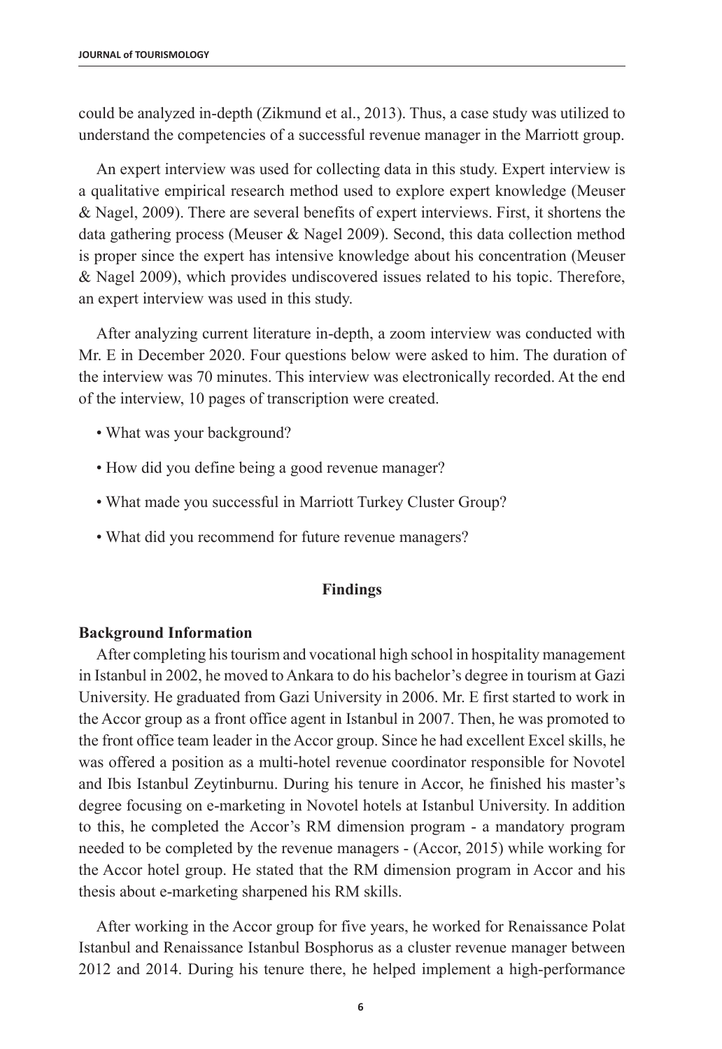could be analyzed in-depth (Zikmund et al., 2013). Thus, a case study was utilized to understand the competencies of a successful revenue manager in the Marriott group.

An expert interview was used for collecting data in this study. Expert interview is a qualitative empirical research method used to explore expert knowledge (Meuser & Nagel, 2009). There are several benefits of expert interviews. First, it shortens the data gathering process (Meuser & Nagel 2009). Second, this data collection method is proper since the expert has intensive knowledge about his concentration (Meuser & Nagel 2009), which provides undiscovered issues related to his topic. Therefore, an expert interview was used in this study.

After analyzing current literature in-depth, a zoom interview was conducted with Mr. E in December 2020. Four questions below were asked to him. The duration of the interview was 70 minutes. This interview was electronically recorded. At the end of the interview, 10 pages of transcription were created.

- What was your background?
- How did you define being a good revenue manager?
- What made you successful in Marriott Turkey Cluster Group?
- What did you recommend for future revenue managers?

## Findings

### Background Information

After completing his tourism and vocational high school in hospitality management in Istanbul in 2002, he moved to Ankara to do his bachelor's degree in tourism at Gazi University. He graduated from Gazi University in 2006. Mr. E first started to work in the Accor group as a front office agent in Istanbul in 2007. Then, he was promoted to the front office team leader in the Accor group. Since he had excellent Excel skills, he was offered a position as a multi-hotel revenue coordinator responsible for Novotel and Ibis Istanbul Zeytinburnu. During his tenure in Accor, he finished his master's degree focusing on e-marketing in Novotel hotels at Istanbul University. In addition to this, he completed the Accor's RM dimension program - a mandatory program needed to be completed by the revenue managers - (Accor, 2015) while working for the Accor hotel group. He stated that the RM dimension program in Accor and his thesis about e-marketing sharpened his RM skills.

After working in the Accor group for five years, he worked for Renaissance Polat Istanbul and Renaissance Istanbul Bosphorus as a cluster revenue manager between 2012 and 2014. During his tenure there, he helped implement a high-performance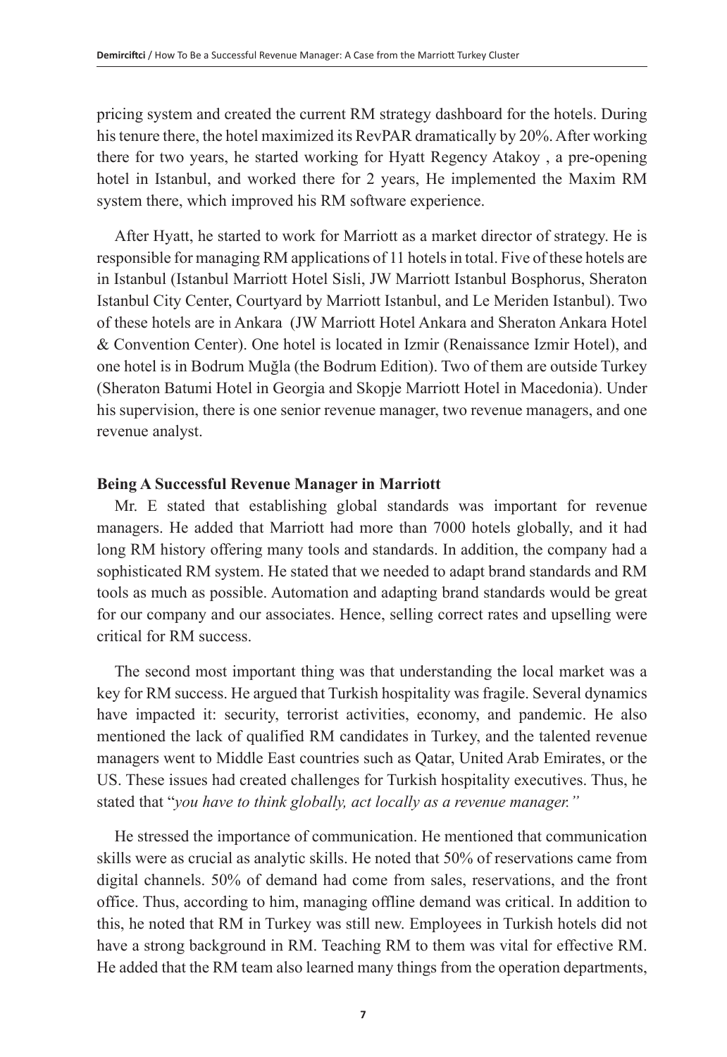pricing system and created the current RM strategy dashboard for the hotels. During his tenure there, the hotel maximized its RevPAR dramatically by 20%. After working there for two years, he started working for Hyatt Regency Atakoy , a pre-opening hotel in Istanbul, and worked there for 2 years, He implemented the Maxim RM system there, which improved his RM software experience.

After Hyatt, he started to work for Marriott as a market director of strategy. He is responsible for managing RM applications of 11 hotels in total. Five of these hotels are in Istanbul (Istanbul Marriott Hotel Sisli, JW Marriott Istanbul Bosphorus, Sheraton Istanbul City Center, Courtyard by Marriott Istanbul, and Le Meriden Istanbul). Two of these hotels are in Ankara (JW Marriott Hotel Ankara and Sheraton Ankara Hotel & Convention Center). One hotel is located in Izmir (Renaissance Izmir Hotel), and one hotel is in Bodrum Muğla (the Bodrum Edition). Two of them are outside Turkey (Sheraton Batumi Hotel in Georgia and Skopje Marriott Hotel in Macedonia). Under his supervision, there is one senior revenue manager, two revenue managers, and one revenue analyst.

## Being A Successful Revenue Manager in Marriott

Mr. E stated that establishing global standards was important for revenue managers. He added that Marriott had more than 7000 hotels globally, and it had long RM history offering many tools and standards. In addition, the company had a sophisticated RM system. He stated that we needed to adapt brand standards and RM tools as much as possible. Automation and adapting brand standards would be great for our company and our associates. Hence, selling correct rates and upselling were critical for RM success.

The second most important thing was that understanding the local market was a key for RM success. He argued that Turkish hospitality was fragile. Several dynamics have impacted it: security, terrorist activities, economy, and pandemic. He also mentioned the lack of qualified RM candidates in Turkey, and the talented revenue managers went to Middle East countries such as Qatar, United Arab Emirates, or the US. These issues had created challenges for Turkish hospitality executives. Thus, he stated that "*you have to think globally, act locally as a revenue manager.*"

He stressed the importance of communication. He mentioned that communication skills were as crucial as analytic skills. He noted that 50% of reservations came from digital channels. 50% of demand had come from sales, reservations, and the front office. Thus, according to him, managing offline demand was critical. In addition to this, he noted that RM in Turkey was still new. Employees in Turkish hotels did not have a strong background in RM. Teaching RM to them was vital for effective RM. He added that the RM team also learned many things from the operation departments,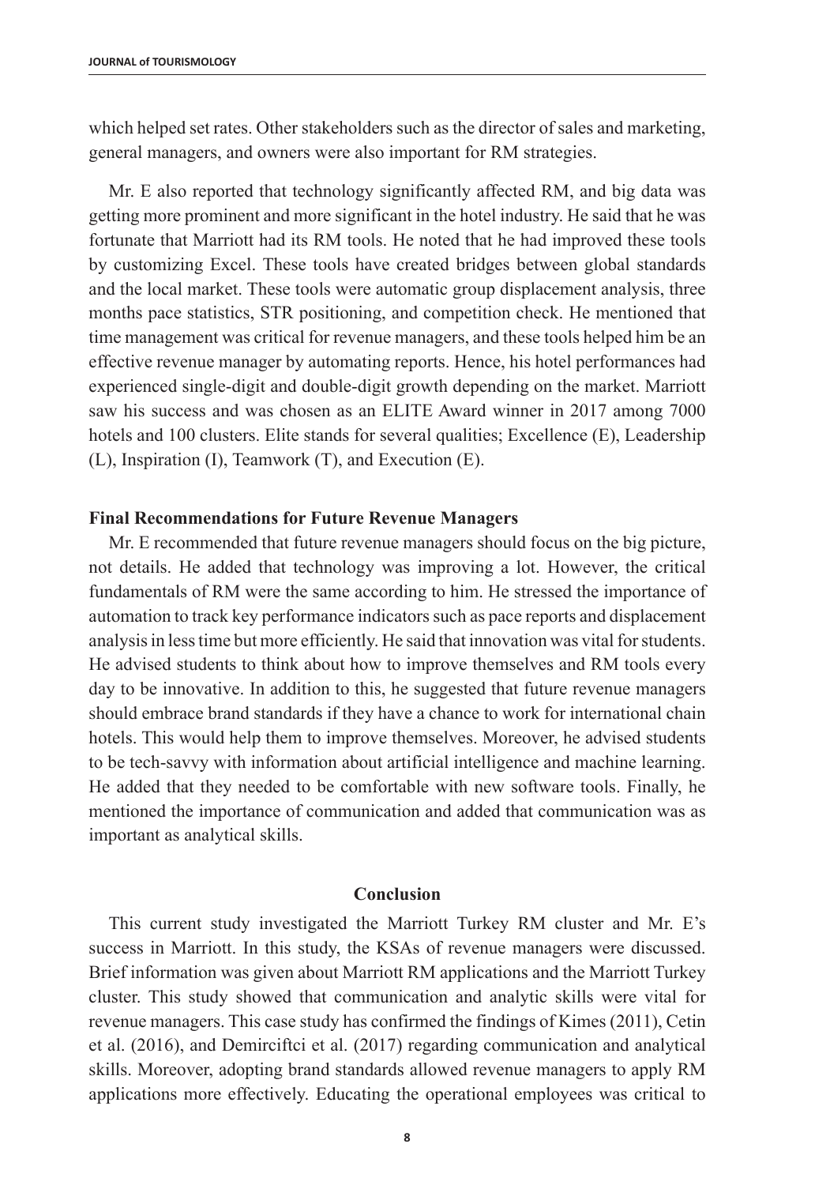which helped set rates. Other stakeholders such as the director of sales and marketing, general managers, and owners were also important for RM strategies.

Mr. E also reported that technology significantly affected RM, and big data was getting more prominent and more significant in the hotel industry. He said that he was fortunate that Marriott had its RM tools. He noted that he had improved these tools by customizing Excel. These tools have created bridges between global standards and the local market. These tools were automatic group displacement analysis, three months pace statistics, STR positioning, and competition check. He mentioned that time management was critical for revenue managers, and these tools helped him be an effective revenue manager by automating reports. Hence, his hotel performances had experienced single-digit and double-digit growth depending on the market. Marriott saw his success and was chosen as an ELITE Award winner in 2017 among 7000 hotels and 100 clusters. Elite stands for several qualities; Excellence (E), Leadership (L), Inspiration (I), Teamwork (T), and Execution (E).

### Final Recommendations for Future Revenue Managers

Mr. E recommended that future revenue managers should focus on the big picture, not details. He added that technology was improving a lot. However, the critical fundamentals of RM were the same according to him. He stressed the importance of automation to track key performance indicators such as pace reports and displacement analysis in less time but more efficiently. He said that innovation was vital for students. He advised students to think about how to improve themselves and RM tools every day to be innovative. In addition to this, he suggested that future revenue managers should embrace brand standards if they have a chance to work for international chain hotels. This would help them to improve themselves. Moreover, he advised students to be tech-savvy with information about artificial intelligence and machine learning. He added that they needed to be comfortable with new software tools. Finally, he mentioned the importance of communication and added that communication was as important as analytical skills.

## Conclusion

This current study investigated the Marriott Turkey RM cluster and Mr. E's success in Marriott. In this study, the KSAs of revenue managers were discussed. Brief information was given about Marriott RM applications and the Marriott Turkey cluster. This study showed that communication and analytic skills were vital for revenue managers. This case study has confirmed the findings of Kimes (2011), Cetin et al. (2016), and Demirciftci et al. (2017) regarding communication and analytical skills. Moreover, adopting brand standards allowed revenue managers to apply RM applications more effectively. Educating the operational employees was critical to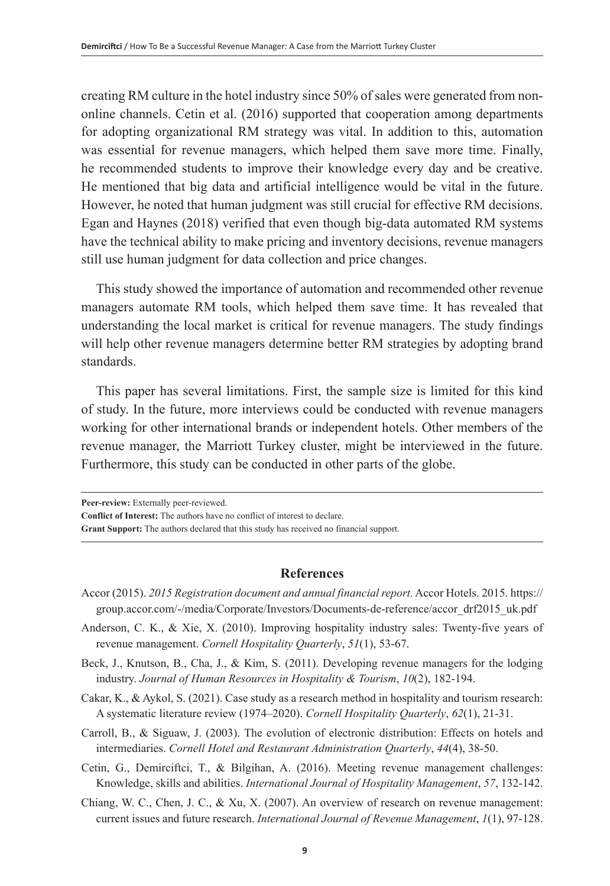creating RM culture in the hotel industry since 50% of sales were generated from non-online channels. Cetin et al. (2016) supported that cooperation among departments for adopting organizational RM strategy was vital. In addition to this, automation was essential for revenue managers, which helped them save more time. Finally, he recommended students to improve their knowledge every day and be creative. He mentioned that big data and artificial intelligence would be vital in the future. However, he noted that human judgment was still crucial for effective RM decisions. Egan and Haynes (2018) verified that even though big-data automated RM systems have the technical ability to make pricing and inventory decisions, revenue managers still use human judgment for data collection and price changes.

This study showed the importance of automation and recommended other revenue managers automate RM tools, which helped them save time. It has revealed that understanding the local market is critical for revenue managers. The study findings will help other revenue managers determine better RM strategies by adopting brand standards.

This paper has several limitations. First, the sample size is limited for this kind of study. In the future, more interviews could be conducted with revenue managers working for other international brands or independent hotels. Other members of the revenue manager, the Marriott Turkey cluster, might be interviewed in the future. Furthermore, this study can be conducted in other parts of the globe.

---

**Peer-review:** Externally peer-reviewed.
**Conflict of Interest:** The authors have no conflict of interest to declare.
**Grant Support:** The authors declared that this study has received no financial support.

---

## References

Accor (2015). *2015 Registration document and annual financial report*. Accor Hotels. 2015. https://group.accor.com/-/media/Corporate/Investors/Documents-de-reference/accor_drf2015_uk.pdf

Anderson, C. K., & Xie, X. (2010). Improving hospitality industry sales: Twenty-five years of revenue management. *Cornell Hospitality Quarterly*, *51*(1), 53-67.

Beck, J., Knutson, B., Cha, J., & Kim, S. (2011). Developing revenue managers for the lodging industry. *Journal of Human Resources in Hospitality & Tourism*, *10*(2), 182-194.

Cakar, K., & Aykol, S. (2021). Case study as a research method in hospitality and tourism research: A systematic literature review (1974–2020). *Cornell Hospitality Quarterly*, *62*(1), 21-31.

Carroll, B., & Siguaw, J. (2003). The evolution of electronic distribution: Effects on hotels and intermediaries. *Cornell Hotel and Restaurant Administration Quarterly*, *44*(4), 38-50.

Cetin, G., Demirciftci, T., & Bilgihan, A. (2016). Meeting revenue management challenges: Knowledge, skills and abilities. *International Journal of Hospitality Management*, *57*, 132-142.

Chiang, W. C., Chen, J. C., & Xu, X. (2007). An overview of research on revenue management: current issues and future research. *International Journal of Revenue Management*, *1*(1), 97-128.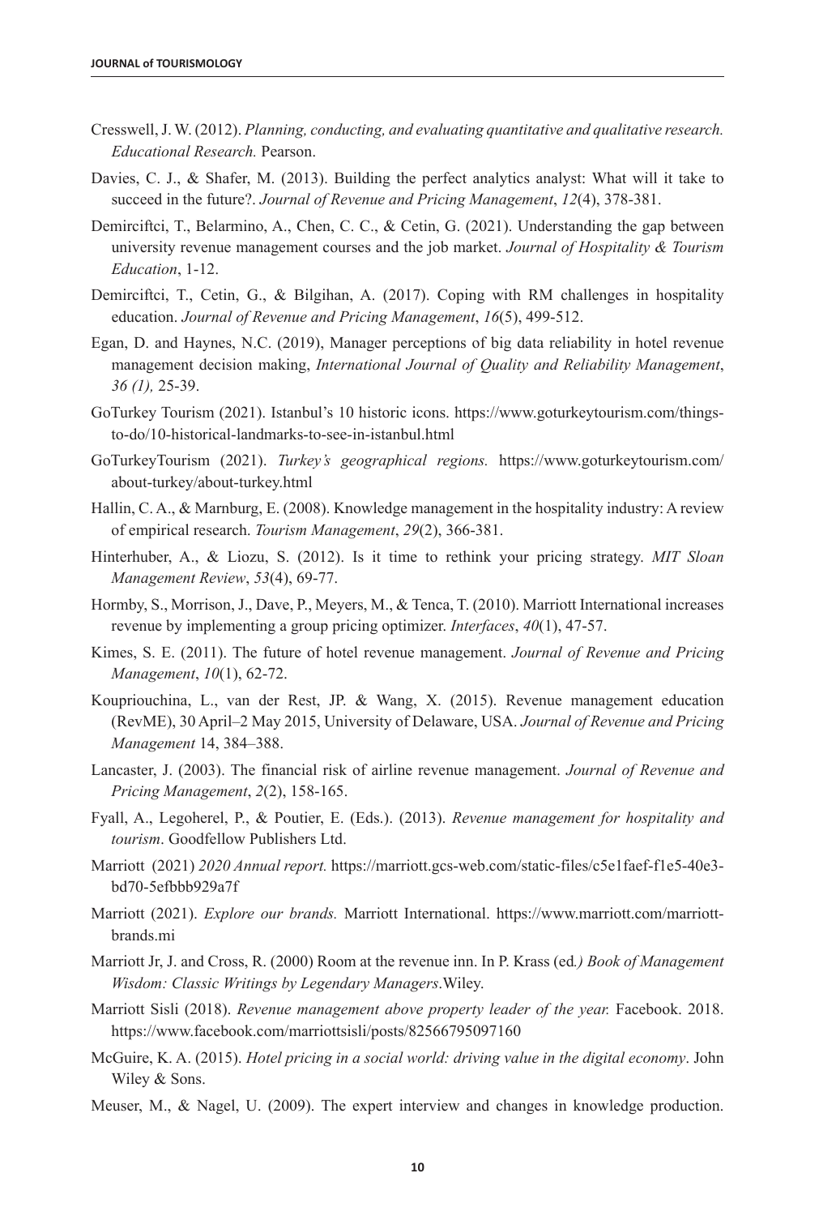Cresswell, J. W. (2012). *Planning, conducting, and evaluating quantitative and qualitative research. Educational Research.* Pearson.

Davies, C. J., & Shafer, M. (2013). Building the perfect analytics analyst: What will it take to succeed in the future?. *Journal of Revenue and Pricing Management*, *12*(4), 378-381.

Demirciftci, T., Belarmino, A., Chen, C. C., & Cetin, G. (2021). Understanding the gap between university revenue management courses and the job market. *Journal of Hospitality & Tourism Education*, 1-12.

Demirciftci, T., Cetin, G., & Bilgihan, A. (2017). Coping with RM challenges in hospitality education. *Journal of Revenue and Pricing Management*, *16*(5), 499-512.

Egan, D. and Haynes, N.C. (2019), Manager perceptions of big data reliability in hotel revenue management decision making, *International Journal of Quality and Reliability Management*, *36 (1),* 25-39.

GoTurkey Tourism (2021). Istanbul's 10 historic icons. https://www.goturkeytourism.com/things-to-do/10-historical-landmarks-to-see-in-istanbul.html

GoTurkeyTourism (2021). *Turkey's geographical regions.* https://www.goturkeytourism.com/about-turkey/about-turkey.html

Hallin, C. A., & Marnburg, E. (2008). Knowledge management in the hospitality industry: A review of empirical research. *Tourism Management*, *29*(2), 366-381.

Hinterhuber, A., & Liozu, S. (2012). Is it time to rethink your pricing strategy. *MIT Sloan Management Review*, *53*(4), 69-77.

Hormby, S., Morrison, J., Dave, P., Meyers, M., & Tenca, T. (2010). Marriott International increases revenue by implementing a group pricing optimizer. *Interfaces*, *40*(1), 47-57.

Kimes, S. E. (2011). The future of hotel revenue management. *Journal of Revenue and Pricing Management*, *10*(1), 62-72.

Koupriouchina, L., van der Rest, JP. & Wang, X. (2015). Revenue management education (RevME), 30 April–2 May 2015, University of Delaware, USA. *Journal of Revenue and Pricing Management* 14, 384–388.

Lancaster, J. (2003). The financial risk of airline revenue management. *Journal of Revenue and Pricing Management*, *2*(2), 158-165.

Fyall, A., Legoherel, P., & Poutier, E. (Eds.). (2013). *Revenue management for hospitality and tourism*. Goodfellow Publishers Ltd.

Marriott (2021) *2020 Annual report.* https://marriott.gcs-web.com/static-files/c5e1faef-f1e5-40e3-bd70-5efbbb929a7f

Marriott (2021). *Explore our brands.* Marriott International. https://www.marriott.com/marriott-brands.mi

Marriott Jr, J. and Cross, R. (2000) Room at the revenue inn. In P. Krass (ed*.) Book of Management Wisdom: Classic Writings by Legendary Managers*.Wiley.

Marriott Sisli (2018). *Revenue management above property leader of the year.* Facebook. 2018. https://www.facebook.com/marriottsisli/posts/82566795097160

McGuire, K. A. (2015). *Hotel pricing in a social world: driving value in the digital economy*. John Wiley & Sons.

Meuser, M., & Nagel, U. (2009). The expert interview and changes in knowledge production.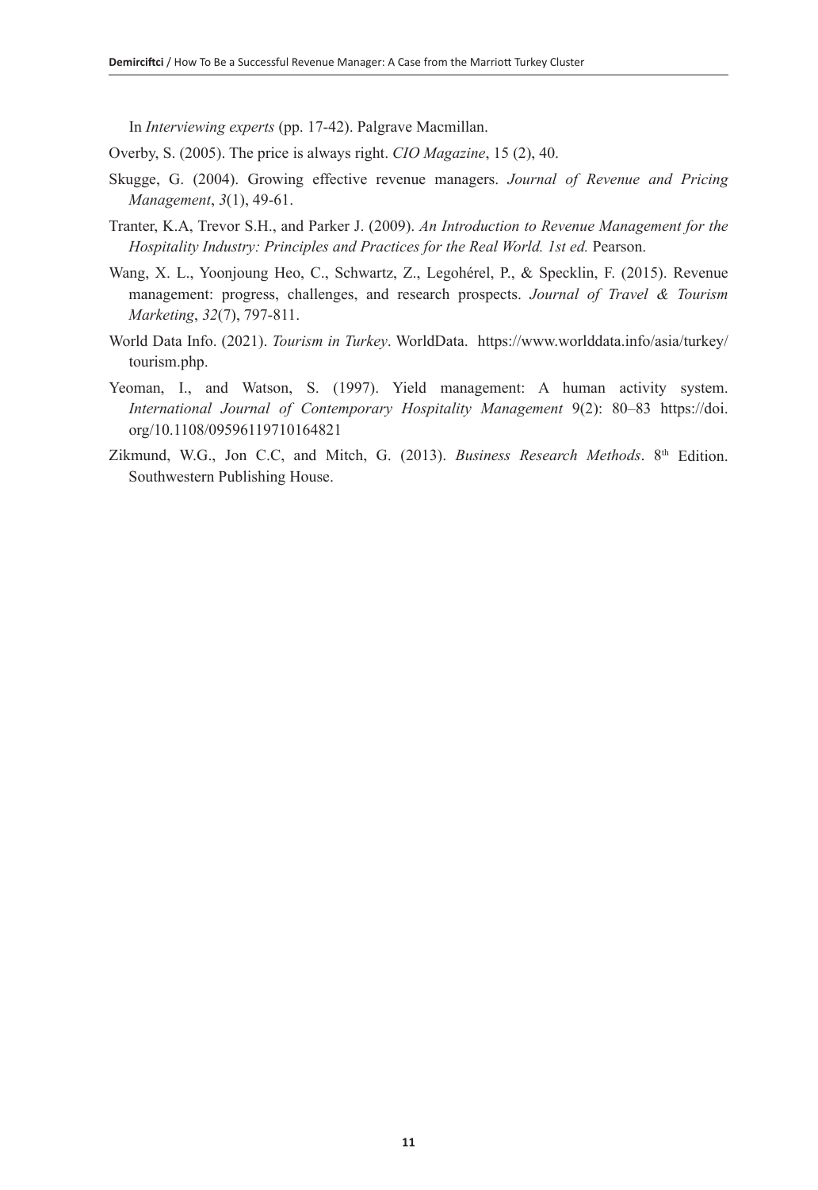In *Interviewing experts* (pp. 17-42). Palgrave Macmillan.

Overby, S. (2005). The price is always right. *CIO Magazine*, 15 (2), 40.

Skugge, G. (2004). Growing effective revenue managers. *Journal of Revenue and Pricing Management*, *3*(1), 49-61.

Tranter, K.A, Trevor S.H., and Parker J. (2009). *An Introduction to Revenue Management for the Hospitality Industry: Principles and Practices for the Real World. 1st ed.* Pearson.

Wang, X. L., Yoonjoung Heo, C., Schwartz, Z., Legohérel, P., & Specklin, F. (2015). Revenue management: progress, challenges, and research prospects. *Journal of Travel & Tourism Marketing*, *32*(7), 797-811.

World Data Info. (2021). *Tourism in Turkey*. WorldData. https://www.worlddata.info/asia/turkey/tourism.php.

Yeoman, I., and Watson, S. (1997). Yield management: A human activity system. *International Journal of Contemporary Hospitality Management* 9(2): 80–83 https://doi.org/10.1108/09596119710164821

Zikmund, W.G., Jon C.C, and Mitch, G. (2013). *Business Research Methods*. 8th Edition. Southwestern Publishing House.